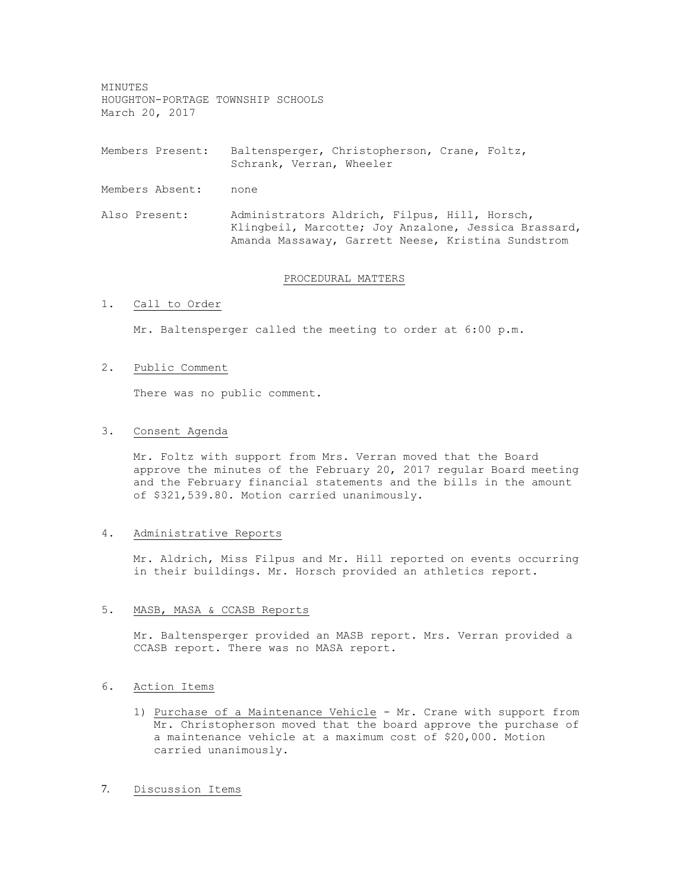MINUTES
HOUGHTON-PORTAGE TOWNSHIP SCHOOLS
March 20, 2017

Members Present: Baltensperger, Christopherson, Crane, Foltz, Schrank, Verran, Wheeler

Members Absent: none

Also Present: Administrators Aldrich, Filpus, Hill, Horsch, Klingbeil, Marcotte; Joy Anzalone, Jessica Brassard, Amanda Massaway, Garrett Neese, Kristina Sundstrom

## PROCEDURAL MATTERS

1. Call to Order

   Mr. Baltensperger called the meeting to order at 6:00 p.m.

2. Public Comment

   There was no public comment.

3. Consent Agenda

   Mr. Foltz with support from Mrs. Verran moved that the Board approve the minutes of the February 20, 2017 regular Board meeting and the February financial statements and the bills in the amount of $321,539.80. Motion carried unanimously.

4. Administrative Reports

   Mr. Aldrich, Miss Filpus and Mr. Hill reported on events occurring in their buildings. Mr. Horsch provided an athletics report.

5. MASB, MASA & CCASB Reports

   Mr. Baltensperger provided an MASB report. Mrs. Verran provided a CCASB report. There was no MASA report.

6. Action Items

   1) Purchase of a Maintenance Vehicle - Mr. Crane with support from Mr. Christopherson moved that the board approve the purchase of a maintenance vehicle at a maximum cost of $20,000. Motion carried unanimously.

7. Discussion Items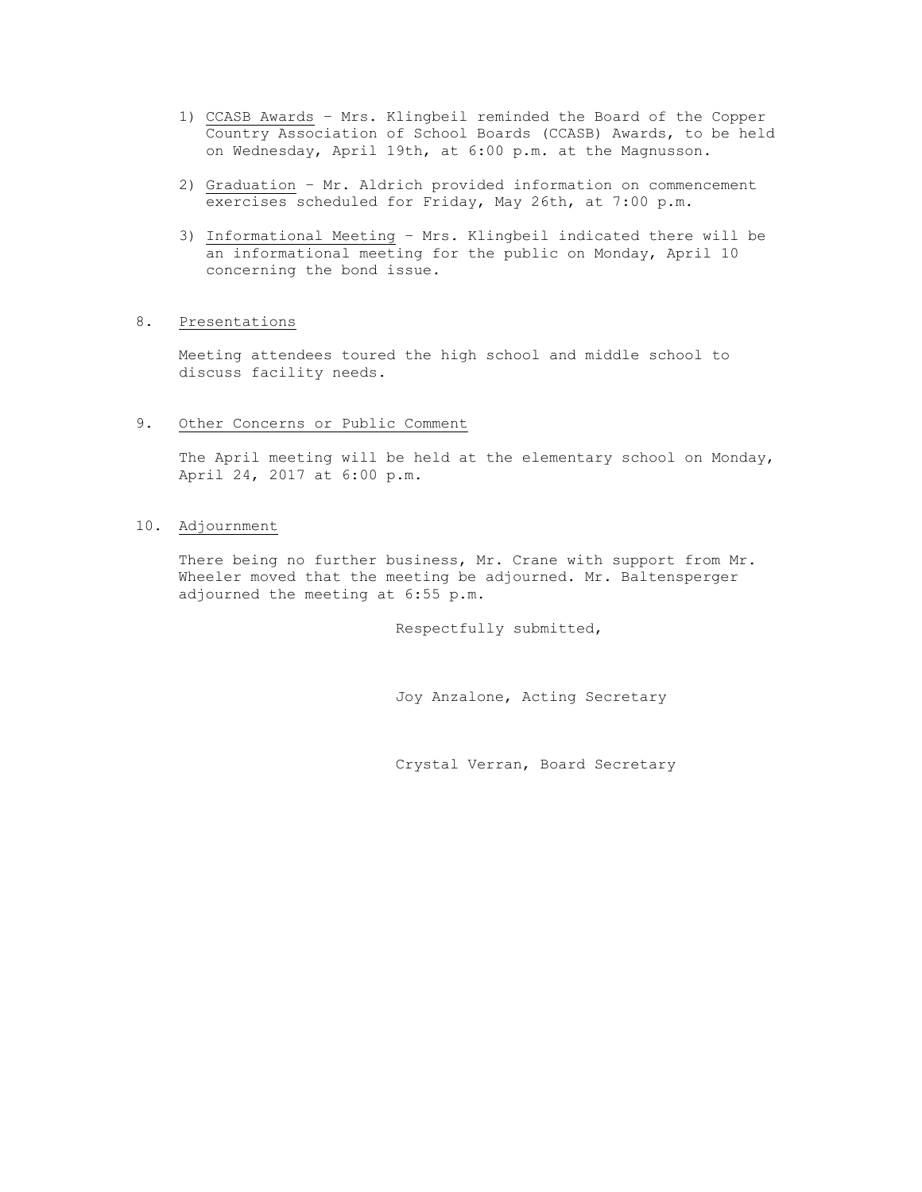1) <u>CCASB Awards</u> – Mrs. Klingbeil reminded the Board of the Copper Country Association of School Boards (CCASB) Awards, to be held on Wednesday, April 19th, at 6:00 p.m. at the Magnusson.

2) <u>Graduation</u> – Mr. Aldrich provided information on commencement exercises scheduled for Friday, May 26th, at 7:00 p.m.

3) <u>Informational Meeting</u> – Mrs. Klingbeil indicated there will be an informational meeting for the public on Monday, April 10 concerning the bond issue.

8. <u>Presentations</u>

Meeting attendees toured the high school and middle school to discuss facility needs.

9. <u>Other Concerns or Public Comment</u>

The April meeting will be held at the elementary school on Monday, April 24, 2017 at 6:00 p.m.

10. <u>Adjournment</u>

There being no further business, Mr. Crane with support from Mr. Wheeler moved that the meeting be adjourned. Mr. Baltensperger adjourned the meeting at 6:55 p.m.

Respectfully submitted,

Joy Anzalone, Acting Secretary

Crystal Verran, Board Secretary